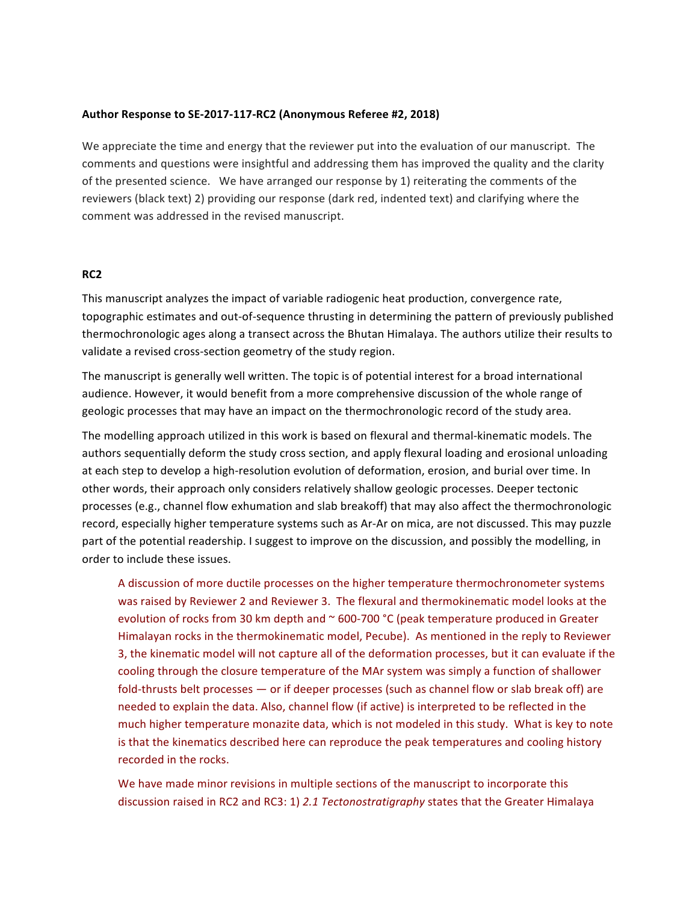**Author Response to SE-2017-117-RC2 (Anonymous Referee #2, 2018)**

We appreciate the time and energy that the reviewer put into the evaluation of our manuscript. The comments and questions were insightful and addressing them has improved the quality and the clarity of the presented science. We have arranged our response by 1) reiterating the comments of the reviewers (black text) 2) providing our response (dark red, indented text) and clarifying where the comment was addressed in the revised manuscript.

**RC2**

This manuscript analyzes the impact of variable radiogenic heat production, convergence rate, topographic estimates and out-of-sequence thrusting in determining the pattern of previously published thermochronologic ages along a transect across the Bhutan Himalaya. The authors utilize their results to validate a revised cross-section geometry of the study region.

The manuscript is generally well written. The topic is of potential interest for a broad international audience. However, it would benefit from a more comprehensive discussion of the whole range of geologic processes that may have an impact on the thermochronologic record of the study area.

The modelling approach utilized in this work is based on flexural and thermal-kinematic models. The authors sequentially deform the study cross section, and apply flexural loading and erosional unloading at each step to develop a high-resolution evolution of deformation, erosion, and burial over time. In other words, their approach only considers relatively shallow geologic processes. Deeper tectonic processes (e.g., channel flow exhumation and slab breakoff) that may also affect the thermochronologic record, especially higher temperature systems such as Ar-Ar on mica, are not discussed. This may puzzle part of the potential readership. I suggest to improve on the discussion, and possibly the modelling, in order to include these issues.

> A discussion of more ductile processes on the higher temperature thermochronometer systems was raised by Reviewer 2 and Reviewer 3. The flexural and thermokinematic model looks at the evolution of rocks from 30 km depth and ~ 600-700 °C (peak temperature produced in Greater Himalayan rocks in the thermokinematic model, Pecube). As mentioned in the reply to Reviewer 3, the kinematic model will not capture all of the deformation processes, but it can evaluate if the cooling through the closure temperature of the MAr system was simply a function of shallower fold-thrusts belt processes — or if deeper processes (such as channel flow or slab break off) are needed to explain the data. Also, channel flow (if active) is interpreted to be reflected in the much higher temperature monazite data, which is not modeled in this study. What is key to note is that the kinematics described here can reproduce the peak temperatures and cooling history recorded in the rocks.
>
> We have made minor revisions in multiple sections of the manuscript to incorporate this discussion raised in RC2 and RC3: 1) *2.1 Tectonostratigraphy* states that the Greater Himalaya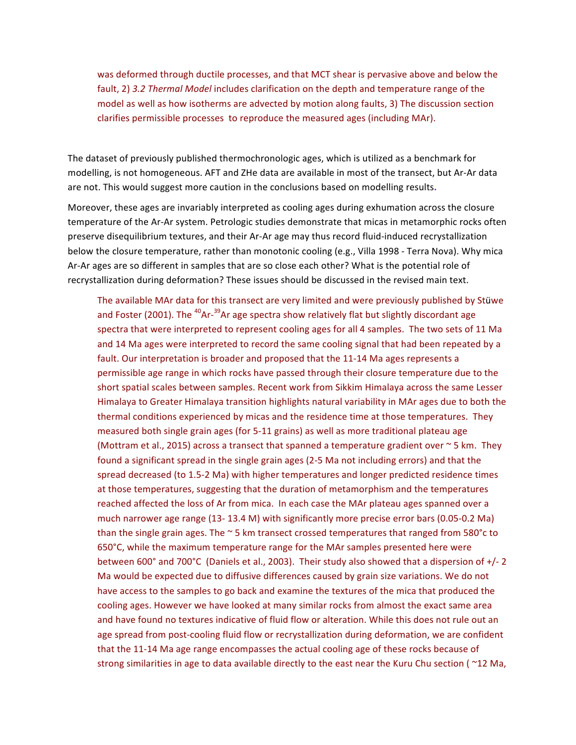was deformed through ductile processes, and that MCT shear is pervasive above and below the fault, 2) *3.2 Thermal Model* includes clarification on the depth and temperature range of the model as well as how isotherms are advected by motion along faults, 3) The discussion section clarifies permissible processes to reproduce the measured ages (including MAr).

The dataset of previously published thermochronologic ages, which is utilized as a benchmark for modelling, is not homogeneous. AFT and ZHe data are available in most of the transect, but Ar-Ar data are not. This would suggest more caution in the conclusions based on modelling results.

Moreover, these ages are invariably interpreted as cooling ages during exhumation across the closure temperature of the Ar-Ar system. Petrologic studies demonstrate that micas in metamorphic rocks often preserve disequilibrium textures, and their Ar-Ar age may thus record fluid-induced recrystallization below the closure temperature, rather than monotonic cooling (e.g., Villa 1998 - Terra Nova). Why mica Ar-Ar ages are so different in samples that are so close each other? What is the potential role of recrystallization during deformation? These issues should be discussed in the revised main text.

The available MAr data for this transect are very limited and were previously published by Stüwe and Foster (2001). The $^{40}Ar$-$^{39}Ar$ age spectra show relatively flat but slightly discordant age spectra that were interpreted to represent cooling ages for all 4 samples. The two sets of 11 Ma and 14 Ma ages were interpreted to record the same cooling signal that had been repeated by a fault. Our interpretation is broader and proposed that the 11-14 Ma ages represents a permissible age range in which rocks have passed through their closure temperature due to the short spatial scales between samples. Recent work from Sikkim Himalaya across the same Lesser Himalaya to Greater Himalaya transition highlights natural variability in MAr ages due to both the thermal conditions experienced by micas and the residence time at those temperatures. They measured both single grain ages (for 5-11 grains) as well as more traditional plateau age (Mottram et al., 2015) across a transect that spanned a temperature gradient over ~ 5 km. They found a significant spread in the single grain ages (2-5 Ma not including errors) and that the spread decreased (to 1.5-2 Ma) with higher temperatures and longer predicted residence times at those temperatures, suggesting that the duration of metamorphism and the temperatures reached affected the loss of Ar from mica. In each case the MAr plateau ages spanned over a much narrower age range (13- 13.4 M) with significantly more precise error bars (0.05-0.2 Ma) than the single grain ages. The ~ 5 km transect crossed temperatures that ranged from 580°c to 650°C, while the maximum temperature range for the MAr samples presented here were between 600° and 700°C (Daniels et al., 2003). Their study also showed that a dispersion of +/- 2 Ma would be expected due to diffusive differences caused by grain size variations. We do not have access to the samples to go back and examine the textures of the mica that produced the cooling ages. However we have looked at many similar rocks from almost the exact same area and have found no textures indicative of fluid flow or alteration. While this does not rule out an age spread from post-cooling fluid flow or recrystallization during deformation, we are confident that the 11-14 Ma age range encompasses the actual cooling age of these rocks because of strong similarities in age to data available directly to the east near the Kuru Chu section ( ~12 Ma,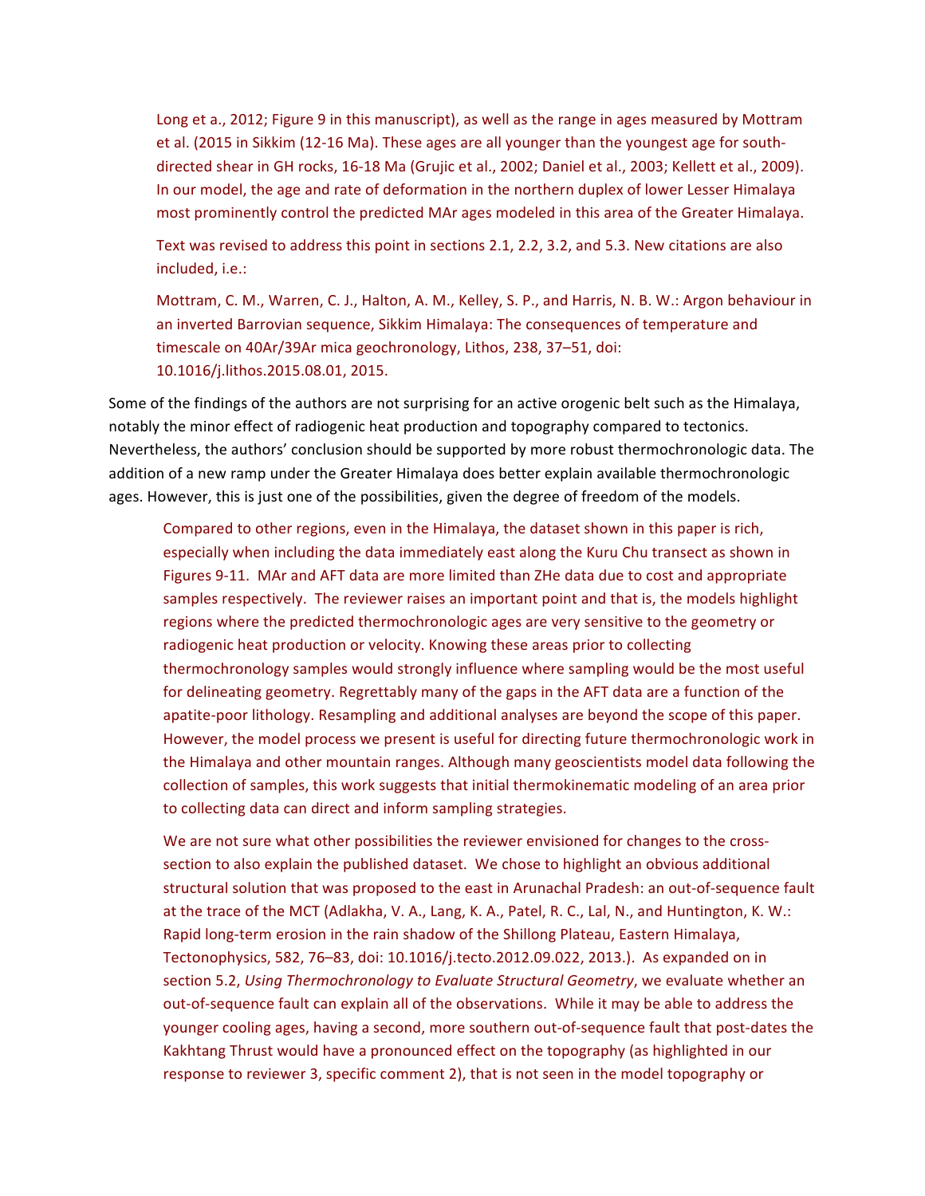Long et al., 2012; Figure 9 in this manuscript), as well as the range in ages measured by Mottram et al. (2015 in Sikkim (12-16 Ma). These ages are all younger than the youngest age for south-directed shear in GH rocks, 16-18 Ma (Grujic et al., 2002; Daniel et al., 2003; Kellett et al., 2009). In our model, the age and rate of deformation in the northern duplex of lower Lesser Himalaya most prominently control the predicted MAr ages modeled in this area of the Greater Himalaya.

Text was revised to address this point in sections 2.1, 2.2, 3.2, and 5.3. New citations are also included, i.e.:

Mottram, C. M., Warren, C. J., Halton, A. M., Kelley, S. P., and Harris, N. B. W.: Argon behaviour in an inverted Barrovian sequence, Sikkim Himalaya: The consequences of temperature and timescale on 40Ar/39Ar mica geochronology, Lithos, 238, 37–51, doi: 10.1016/j.lithos.2015.08.01, 2015.

Some of the findings of the authors are not surprising for an active orogenic belt such as the Himalaya, notably the minor effect of radiogenic heat production and topography compared to tectonics. Nevertheless, the authors' conclusion should be supported by more robust thermochronologic data. The addition of a new ramp under the Greater Himalaya does better explain available thermochronologic ages. However, this is just one of the possibilities, given the degree of freedom of the models.

Compared to other regions, even in the Himalaya, the dataset shown in this paper is rich, especially when including the data immediately east along the Kuru Chu transect as shown in Figures 9-11. MAr and AFT data are more limited than ZHe data due to cost and appropriate samples respectively. The reviewer raises an important point and that is, the models highlight regions where the predicted thermochronologic ages are very sensitive to the geometry or radiogenic heat production or velocity. Knowing these areas prior to collecting thermochronology samples would strongly influence where sampling would be the most useful for delineating geometry. Regrettably many of the gaps in the AFT data are a function of the apatite-poor lithology. Resampling and additional analyses are beyond the scope of this paper. However, the model process we present is useful for directing future thermochronologic work in the Himalaya and other mountain ranges. Although many geoscientists model data following the collection of samples, this work suggests that initial thermokinematic modeling of an area prior to collecting data can direct and inform sampling strategies.

We are not sure what other possibilities the reviewer envisioned for changes to the cross-section to also explain the published dataset. We chose to highlight an obvious additional structural solution that was proposed to the east in Arunachal Pradesh: an out-of-sequence fault at the trace of the MCT (Adlakha, V. A., Lang, K. A., Patel, R. C., Lal, N., and Huntington, K. W.: Rapid long-term erosion in the rain shadow of the Shillong Plateau, Eastern Himalaya, Tectonophysics, 582, 76–83, doi: 10.1016/j.tecto.2012.09.022, 2013.). As expanded on in section 5.2, *Using Thermochronology to Evaluate Structural Geometry*, we evaluate whether an out-of-sequence fault can explain all of the observations. While it may be able to address the younger cooling ages, having a second, more southern out-of-sequence fault that post-dates the Kakhtang Thrust would have a pronounced effect on the topography (as highlighted in our response to reviewer 3, specific comment 2), that is not seen in the model topography or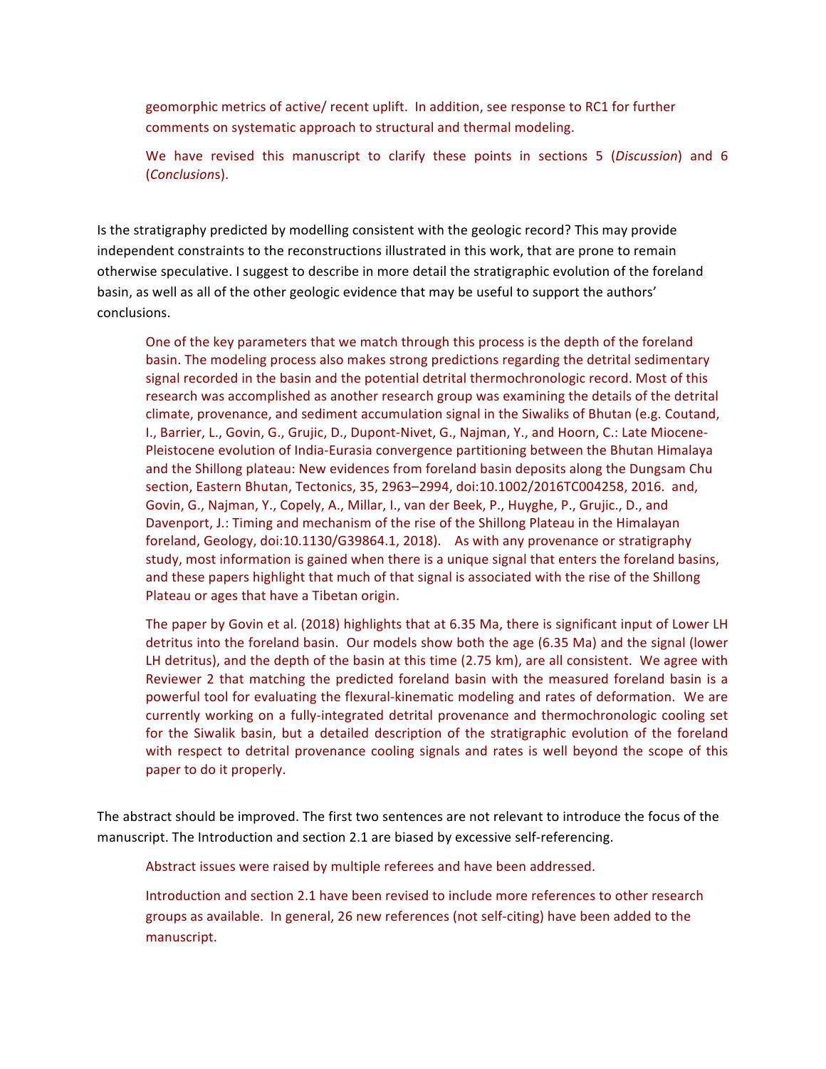geomorphic metrics of active/ recent uplift. In addition, see response to RC1 for further comments on systematic approach to structural and thermal modeling.

We have revised this manuscript to clarify these points in sections 5 (*Discussion*) and 6 (*Conclusions*).

Is the stratigraphy predicted by modelling consistent with the geologic record? This may provide independent constraints to the reconstructions illustrated in this work, that are prone to remain otherwise speculative. I suggest to describe in more detail the stratigraphic evolution of the foreland basin, as well as all of the other geologic evidence that may be useful to support the authors' conclusions.

One of the key parameters that we match through this process is the depth of the foreland basin. The modeling process also makes strong predictions regarding the detrital sedimentary signal recorded in the basin and the potential detrital thermochronologic record. Most of this research was accomplished as another research group was examining the details of the detrital climate, provenance, and sediment accumulation signal in the Siwaliks of Bhutan (e.g. Coutand, I., Barrier, L., Govin, G., Grujic, D., Dupont-Nivet, G., Najman, Y., and Hoorn, C.: Late Miocene-Pleistocene evolution of India-Eurasia convergence partitioning between the Bhutan Himalaya and the Shillong plateau: New evidences from foreland basin deposits along the Dungsam Chu section, Eastern Bhutan, Tectonics, 35, 2963–2994, doi:10.1002/2016TC004258, 2016. and, Govin, G., Najman, Y., Copely, A., Millar, I., van der Beek, P., Huyghe, P., Grujic., D., and Davenport, J.: Timing and mechanism of the rise of the Shillong Plateau in the Himalayan foreland, Geology, doi:10.1130/G39864.1, 2018). As with any provenance or stratigraphy study, most information is gained when there is a unique signal that enters the foreland basins, and these papers highlight that much of that signal is associated with the rise of the Shillong Plateau or ages that have a Tibetan origin.

The paper by Govin et al. (2018) highlights that at 6.35 Ma, there is significant input of Lower LH detritus into the foreland basin. Our models show both the age (6.35 Ma) and the signal (lower LH detritus), and the depth of the basin at this time (2.75 km), are all consistent. We agree with Reviewer 2 that matching the predicted foreland basin with the measured foreland basin is a powerful tool for evaluating the flexural-kinematic modeling and rates of deformation. We are currently working on a fully-integrated detrital provenance and thermochronologic cooling set for the Siwalik basin, but a detailed description of the stratigraphic evolution of the foreland with respect to detrital provenance cooling signals and rates is well beyond the scope of this paper to do it properly.

The abstract should be improved. The first two sentences are not relevant to introduce the focus of the manuscript. The Introduction and section 2.1 are biased by excessive self-referencing.

Abstract issues were raised by multiple referees and have been addressed.

Introduction and section 2.1 have been revised to include more references to other research groups as available. In general, 26 new references (not self-citing) have been added to the manuscript.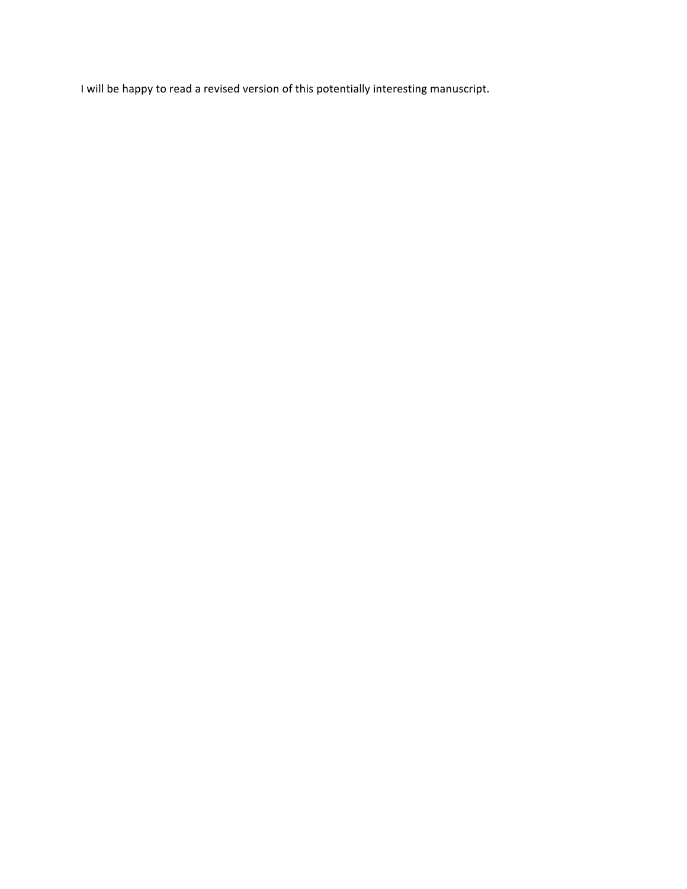I will be happy to read a revised version of this potentially interesting manuscript.